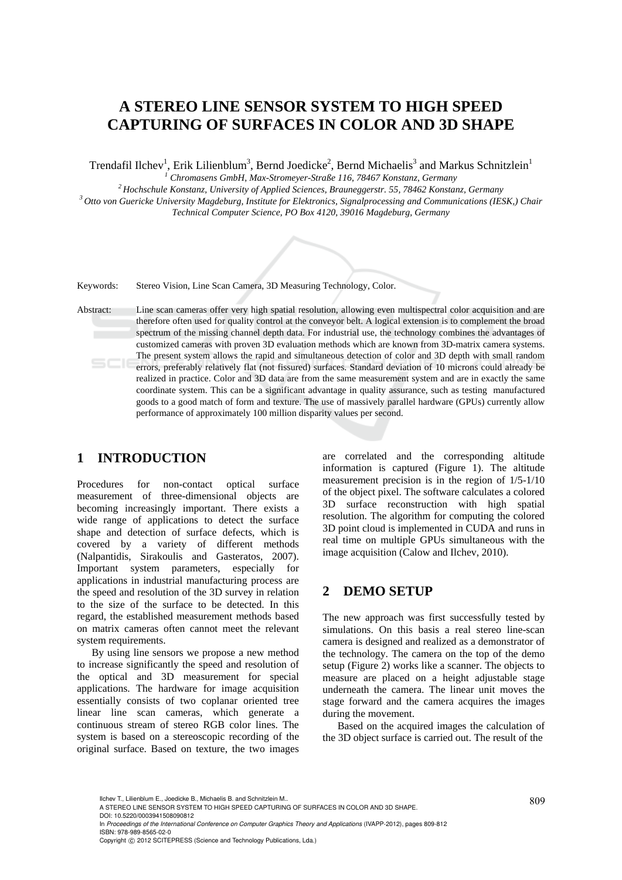# A STEREO LINE SENSOR SYSTEM TO HIGH SPEED CAPTURING OF SURFACES IN COLOR AND 3D SHAPE

Trendafil Ilchev[1], Erik Lilienblum[3], Bernd Joedicke[2], Bernd Michaelis[3] and Markus Schnitzlein[1]

[1] *Chromasens GmbH, Max-Stromeyer-Straße 116, 78467 Konstanz, Germany*
[2] *Hochschule Konstanz, University of Applied Sciences, Brauneggerstr. 55, 78462 Konstanz, Germany*
[3] *Otto von Guericke University Magdeburg, Institute for Elektronics, Signalprocessing and Communications (IESK,) Chair Technical Computer Science, PO Box 4120, 39016 Magdeburg, Germany*

Keywords: Stereo Vision, Line Scan Camera, 3D Measuring Technology, Color.

Abstract: Line scan cameras offer very high spatial resolution, allowing even multispectral color acquisition and are therefore often used for quality control at the conveyor belt. A logical extension is to complement the broad spectrum of the missing channel depth data. For industrial use, the technology combines the advantages of customized cameras with proven 3D evaluation methods which are known from 3D-matrix camera systems. The present system allows the rapid and simultaneous detection of color and 3D depth with small random errors, preferably relatively flat (not fissured) surfaces. Standard deviation of 10 microns could already be realized in practice. Color and 3D data are from the same measurement system and are in exactly the same coordinate system. This can be a significant advantage in quality assurance, such as testing manufactured goods to a good match of form and texture. The use of massively parallel hardware (GPUs) currently allow performance of approximately 100 million disparity values per second.

## 1 INTRODUCTION

Procedures for non-contact optical surface measurement of three-dimensional objects are becoming increasingly important. There exists a wide range of applications to detect the surface shape and detection of surface defects, which is covered by a variety of different methods (Nalpantidis, Sirakoulis and Gasteratos, 2007). Important system parameters, especially for applications in industrial manufacturing process are the speed and resolution of the 3D survey in relation to the size of the surface to be detected. In this regard, the established measurement methods based on matrix cameras often cannot meet the relevant system requirements.

By using line sensors we propose a new method to increase significantly the speed and resolution of the optical and 3D measurement for special applications. The hardware for image acquisition essentially consists of two coplanar oriented tree linear line scan cameras, which generate a continuous stream of stereo RGB color lines. The system is based on a stereoscopic recording of the original surface. Based on texture, the two images are correlated and the corresponding altitude information is captured (Figure 1). The altitude measurement precision is in the region of 1/5-1/10 of the object pixel. The software calculates a colored 3D surface reconstruction with high spatial resolution. The algorithm for computing the colored 3D point cloud is implemented in CUDA and runs in real time on multiple GPUs simultaneous with the image acquisition (Calow and Ilchev, 2010).

## 2 DEMO SETUP

The new approach was first successfully tested by simulations. On this basis a real stereo line-scan camera is designed and realized as a demonstrator of the technology. The camera on the top of the demo setup (Figure 2) works like a scanner. The objects to measure are placed on a height adjustable stage underneath the camera. The linear unit moves the stage forward and the camera acquires the images during the movement.

Based on the acquired images the calculation of the 3D object surface is carried out. The result of the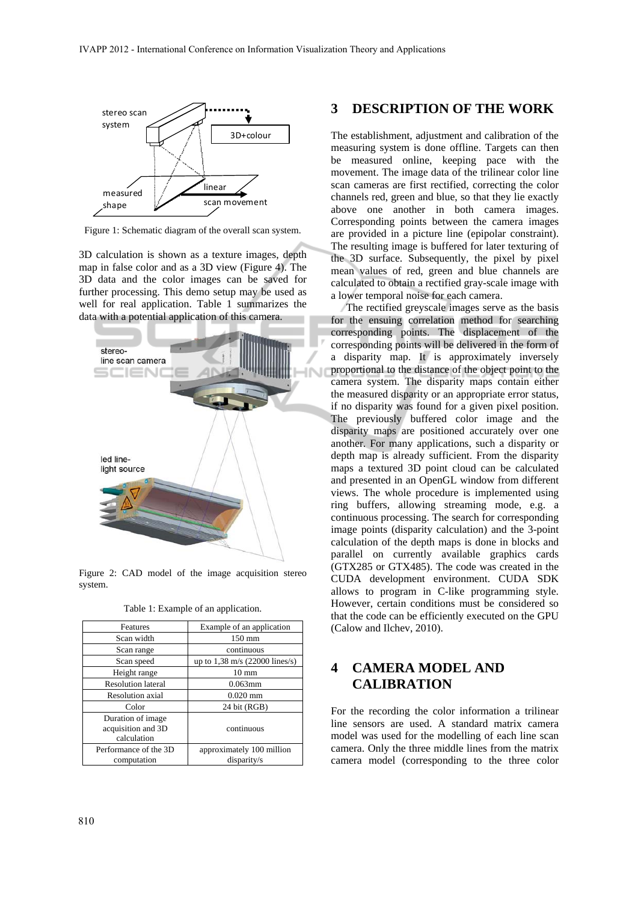Figure 1: Schematic diagram of the overall scan system.

3D calculation is shown as a texture images, depth map in false color and as a 3D view (Figure 4). The 3D data and the color images can be saved for further processing. This demo setup may be used as well for real application. Table 1 summarizes the data with a potential application of this camera.

Figure 2: CAD model of the image acquisition stereo system.

Table 1: Example of an application.

| Features | Example of an application |
|---|---|
| Scan width | 150 mm |
| Scan range | continuous |
| Scan speed | up to 1,38 m/s (22000 lines/s) |
| Height range | 10 mm |
| Resolution lateral | 0.063mm |
| Resolution axial | 0.020 mm |
| Color | 24 bit (RGB) |
| Duration of image acquisition and 3D calculation | continuous |
| Performance of the 3D computation | approximately 100 million disparity/s |

## 3 DESCRIPTION OF THE WORK

The establishment, adjustment and calibration of the measuring system is done offline. Targets can then be measured online, keeping pace with the movement. The image data of the trilinear color line scan cameras are first rectified, correcting the color channels red, green and blue, so that they lie exactly above one another in both camera images. Corresponding points between the camera images are provided in a picture line (epipolar constraint). The resulting image is buffered for later texturing of the 3D surface. Subsequently, the pixel by pixel mean values of red, green and blue channels are calculated to obtain a rectified gray-scale image with a lower temporal noise for each camera.

The rectified greyscale images serve as the basis for the ensuing correlation method for searching corresponding points. The displacement of the corresponding points will be delivered in the form of a disparity map. It is approximately inversely proportional to the distance of the object point to the camera system. The disparity maps contain either the measured disparity or an appropriate error status, if no disparity was found for a given pixel position. The previously buffered color image and the disparity maps are positioned accurately over one another. For many applications, such a disparity or depth map is already sufficient. From the disparity maps a textured 3D point cloud can be calculated and presented in an OpenGL window from different views. The whole procedure is implemented using ring buffers, allowing streaming mode, e.g. a continuous processing. The search for corresponding image points (disparity calculation) and the 3-point calculation of the depth maps is done in blocks and parallel on currently available graphics cards (GTX285 or GTX485). The code was created in the CUDA development environment. CUDA SDK allows to program in C-like programming style. However, certain conditions must be considered so that the code can be efficiently executed on the GPU (Calow and Ilchev, 2010).

## 4 CAMERA MODEL AND CALIBRATION

For the recording the color information a trilinear line sensors are used. A standard matrix camera model was used for the modelling of each line scan camera. Only the three middle lines from the matrix camera model (corresponding to the three color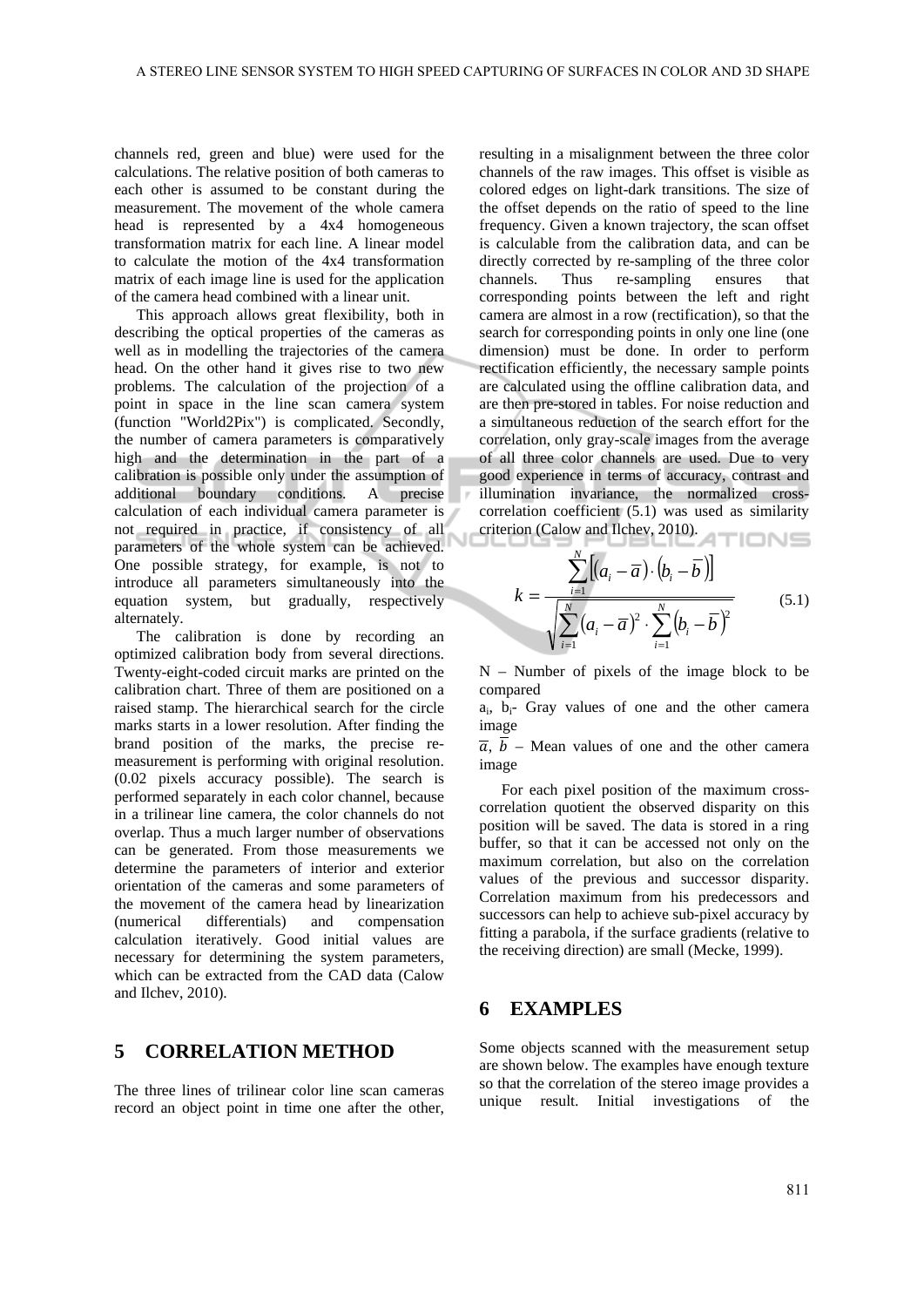channels red, green and blue) were used for the calculations. The relative position of both cameras to each other is assumed to be constant during the measurement. The movement of the whole camera head is represented by a 4x4 homogeneous transformation matrix for each line. A linear model to calculate the motion of the 4x4 transformation matrix of each image line is used for the application of the camera head combined with a linear unit.

This approach allows great flexibility, both in describing the optical properties of the cameras as well as in modelling the trajectories of the camera head. On the other hand it gives rise to two new problems. The calculation of the projection of a point in space in the line scan camera system (function "World2Pix") is complicated. Secondly, the number of camera parameters is comparatively high and the determination in the part of a calibration is possible only under the assumption of additional boundary conditions. A precise calculation of each individual camera parameter is not required in practice, if consistency of all parameters of the whole system can be achieved. One possible strategy, for example, is not to introduce all parameters simultaneously into the equation system, but gradually, respectively alternately.

The calibration is done by recording an optimized calibration body from several directions. Twenty-eight-coded circuit marks are printed on the calibration chart. Three of them are positioned on a raised stamp. The hierarchical search for the circle marks starts in a lower resolution. After finding the brand position of the marks, the precise re-measurement is performing with original resolution. (0.02 pixels accuracy possible). The search is performed separately in each color channel, because in a trilinear line camera, the color channels do not overlap. Thus a much larger number of observations can be generated. From those measurements we determine the parameters of interior and exterior orientation of the cameras and some parameters of the movement of the camera head by linearization (numerical differentials) and compensation calculation iteratively. Good initial values are necessary for determining the system parameters, which can be extracted from the CAD data (Calow and Ilchev, 2010).

# 5 CORRELATION METHOD

The three lines of trilinear color line scan cameras record an object point in time one after the other, resulting in a misalignment between the three color channels of the raw images. This offset is visible as colored edges on light-dark transitions. The size of the offset depends on the ratio of speed to the line frequency. Given a known trajectory, the scan offset is calculable from the calibration data, and can be directly corrected by re-sampling of the three color channels. Thus re-sampling ensures that corresponding points between the left and right camera are almost in a row (rectification), so that the search for corresponding points in only one line (one dimension) must be done. In order to perform rectification efficiently, the necessary sample points are calculated using the offline calibration data, and are then pre-stored in tables. For noise reduction and a simultaneous reduction of the search effort for the correlation, only gray-scale images from the average of all three color channels are used. Due to very good experience in terms of accuracy, contrast and illumination invariance, the normalized cross-correlation coefficient (5.1) was used as similarity criterion (Calow and Ilchev, 2010).

$$k = \frac{\sum_{i=1}^{N}\left[(a_i - \overline{a}) \cdot (b_i - \overline{b})\right]}{\sqrt{\sum_{i=1}^{N}(a_i - \overline{a})^2 \cdot \sum_{i=1}^{N}(b_i - \overline{b})^2}} \tag{5.1}$$

N – Number of pixels of the image block to be compared

$a_i$, $b_i$- Gray values of one and the other camera image

$\overline{a}$, $\overline{b}$ – Mean values of one and the other camera image

For each pixel position of the maximum cross-correlation quotient the observed disparity on this position will be saved. The data is stored in a ring buffer, so that it can be accessed not only on the maximum correlation, but also on the correlation values of the previous and successor disparity. Correlation maximum from his predecessors and successors can help to achieve sub-pixel accuracy by fitting a parabola, if the surface gradients (relative to the receiving direction) are small (Mecke, 1999).

# 6 EXAMPLES

Some objects scanned with the measurement setup are shown below. The examples have enough texture so that the correlation of the stereo image provides a unique result. Initial investigations of the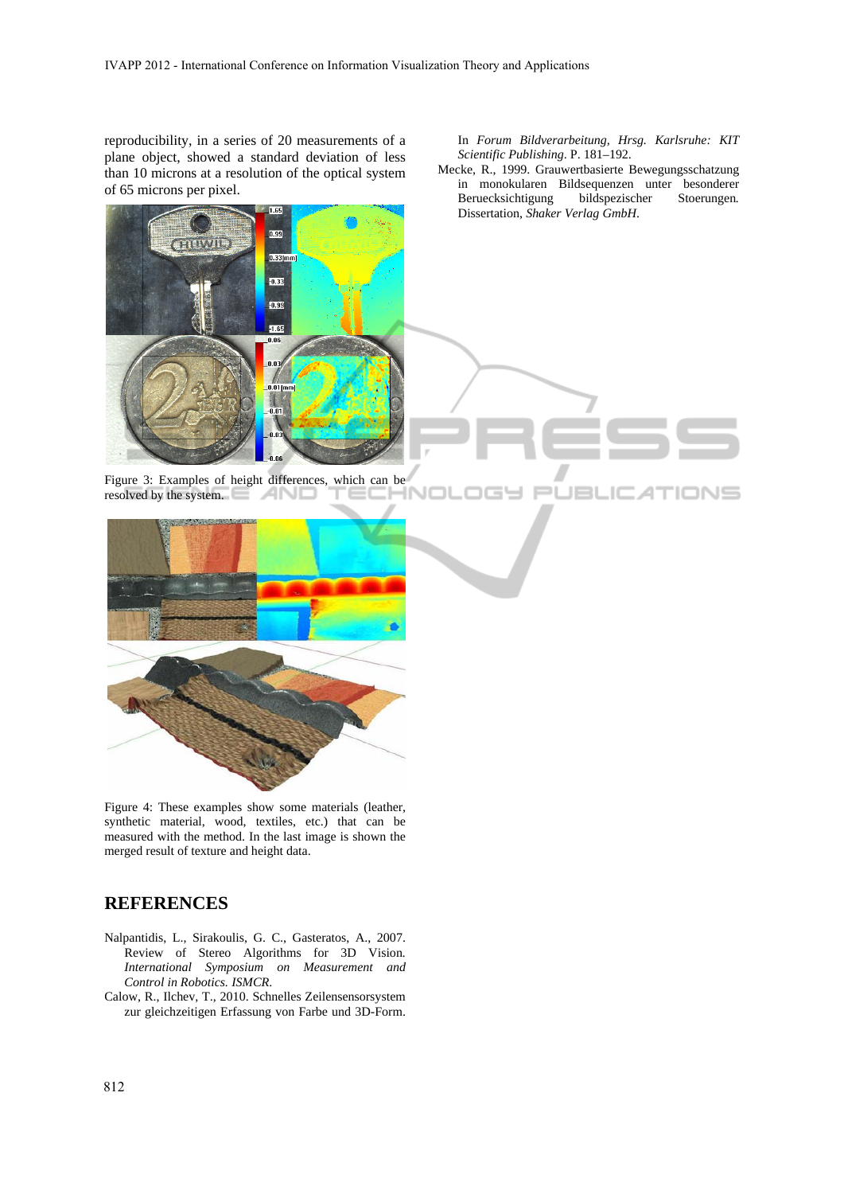reproducibility, in a series of 20 measurements of a plane object, showed a standard deviation of less than 10 microns at a resolution of the optical system of 65 microns per pixel.

1.65

0.99

0.33 [mm]

-0.33

-0.99

-1.65

0.06

0.03

0.01 [mm]

-0.01

-0.03

-0.06

Figure 3: Examples of height differences, which can be resolved by the system.

Figure 4: These examples show some materials (leather, synthetic material, wood, textiles, etc.) that can be measured with the method. In the last image is shown the merged result of texture and height data.

## REFERENCES

Nalpantidis, L., Sirakoulis, G. C., Gasteratos, A., 2007. Review of Stereo Algorithms for 3D Vision. *International Symposium on Measurement and Control in Robotics. ISMCR.*

Calow, R., Ilchev, T., 2010. Schnelles Zeilensensorsystem zur gleichzeitigen Erfassung von Farbe und 3D-Form. In *Forum Bildverarbeitung, Hrsg. Karlsruhe: KIT Scientific Publishing*. P. 181–192.

Mecke, R., 1999. Grauwertbasierte Bewegungsschatzung in monokularen Bildsequenzen unter besonderer Beruecksichtigung bildspezischer Stoerungen. Dissertation, *Shaker Verlag GmbH*.